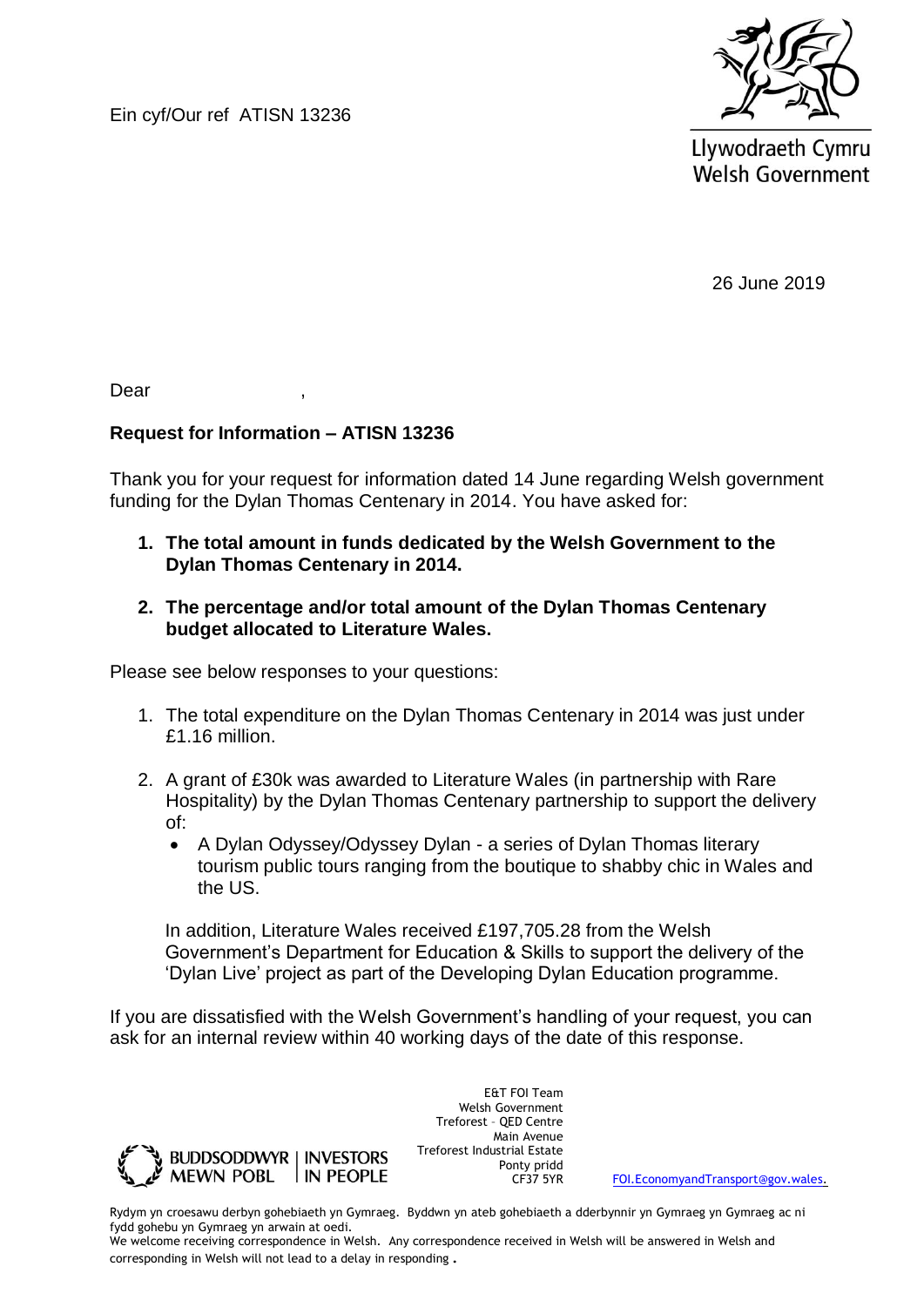Ein cyf/Our ref ATISN 13236

Llywodraeth Cymru
Welsh Government

26 June 2019

Dear ,

**Request for Information – ATISN 13236**

Thank you for your request for information dated 14 June regarding Welsh government funding for the Dylan Thomas Centenary in 2014. You have asked for:

1. **The total amount in funds dedicated by the Welsh Government to the Dylan Thomas Centenary in 2014.**
2. **The percentage and/or total amount of the Dylan Thomas Centenary budget allocated to Literature Wales.**

Please see below responses to your questions:

1. The total expenditure on the Dylan Thomas Centenary in 2014 was just under £1.16 million.
2. A grant of £30k was awarded to Literature Wales (in partnership with Rare Hospitality) by the Dylan Thomas Centenary partnership to support the delivery of:
   - A Dylan Odyssey/Odyssey Dylan - a series of Dylan Thomas literary tourism public tours ranging from the boutique to shabby chic in Wales and the US.

   In addition, Literature Wales received £197,705.28 from the Welsh Government's Department for Education & Skills to support the delivery of the 'Dylan Live' project as part of the Developing Dylan Education programme.

If you are dissatisfied with the Welsh Government's handling of your request, you can ask for an internal review within 40 working days of the date of this response.

BUDDSODDWYR MEWN POBL | INVESTORS IN PEOPLE

E&T FOI Team
Welsh Government
Treforest – QED Centre
Main Avenue
Treforest Industrial Estate
Ponty pridd
CF37 5YR

FOI.EconomyandTransport@gov.wales.

Rydym yn croesawu derbyn gohebiaeth yn Gymraeg. Byddwn yn ateb gohebiaeth a dderbynnir yn Gymraeg yn Gymraeg ac ni fydd gohebu yn Gymraeg yn arwain at oedi.
We welcome receiving correspondence in Welsh. Any correspondence received in Welsh will be answered in Welsh and corresponding in Welsh will not lead to a delay in responding.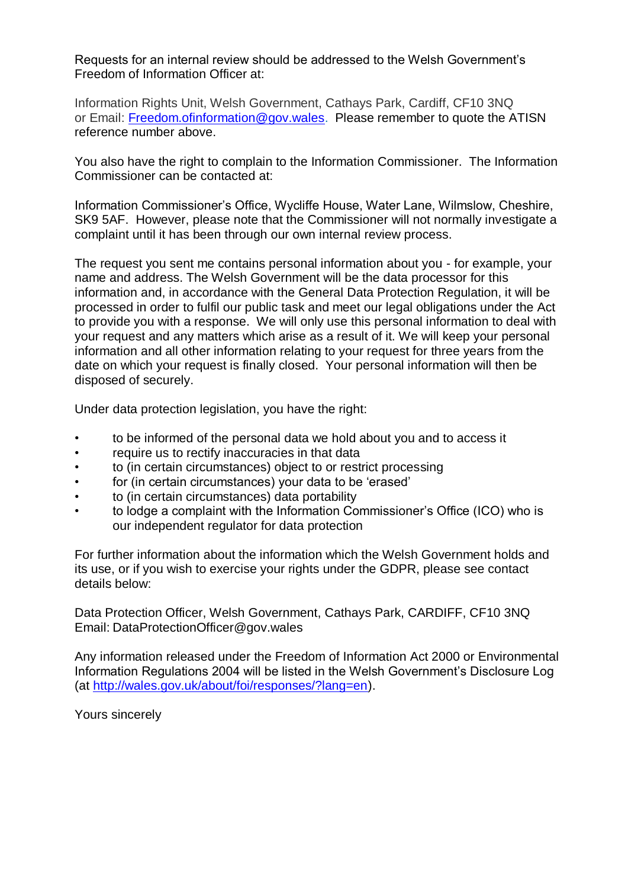Requests for an internal review should be addressed to the Welsh Government's Freedom of Information Officer at:

Information Rights Unit, Welsh Government, Cathays Park, Cardiff, CF10 3NQ or Email: [Freedom.ofinformation@gov.wales](mailto:Freedom.ofinformation@gov.wales). Please remember to quote the ATISN reference number above.

You also have the right to complain to the Information Commissioner. The Information Commissioner can be contacted at:

Information Commissioner's Office, Wycliffe House, Water Lane, Wilmslow, Cheshire, SK9 5AF. However, please note that the Commissioner will not normally investigate a complaint until it has been through our own internal review process.

The request you sent me contains personal information about you - for example, your name and address. The Welsh Government will be the data processor for this information and, in accordance with the General Data Protection Regulation, it will be processed in order to fulfil our public task and meet our legal obligations under the Act to provide you with a response. We will only use this personal information to deal with your request and any matters which arise as a result of it. We will keep your personal information and all other information relating to your request for three years from the date on which your request is finally closed. Your personal information will then be disposed of securely.

Under data protection legislation, you have the right:

- to be informed of the personal data we hold about you and to access it
- require us to rectify inaccuracies in that data
- to (in certain circumstances) object to or restrict processing
- for (in certain circumstances) your data to be 'erased'
- to (in certain circumstances) data portability
- to lodge a complaint with the Information Commissioner's Office (ICO) who is our independent regulator for data protection

For further information about the information which the Welsh Government holds and its use, or if you wish to exercise your rights under the GDPR, please see contact details below:

Data Protection Officer, Welsh Government, Cathays Park, CARDIFF, CF10 3NQ
Email: DataProtectionOfficer@gov.wales

Any information released under the Freedom of Information Act 2000 or Environmental Information Regulations 2004 will be listed in the Welsh Government's Disclosure Log (at [http://wales.gov.uk/about/foi/responses/?lang=en](http://wales.gov.uk/about/foi/responses/?lang=en)).

Yours sincerely